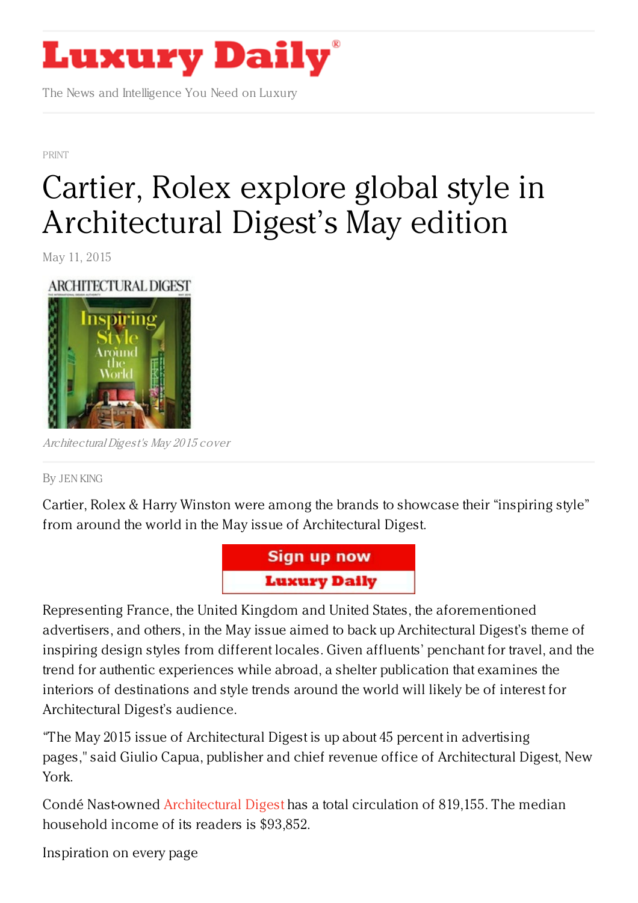# Luxury Daily

The News and Intelligence You Need on Luxury

PRINT

# Cartier, Rolex explore global style in Architectural Digest's May edition

May 11, 2015

*Architectural Digest's May 2015 cover*

By JEN KING

Cartier, Rolex & Harry Winston were among the brands to showcase their "inspiring style" from around the world in the May issue of Architectural Digest.

Representing France, the United Kingdom and United States, the aforementioned advertisers, and others, in the May issue aimed to back up Architectural Digest's theme of inspiring design styles from different locales. Given affluents' penchant for travel, and the trend for authentic experiences while abroad, a shelter publication that examines the interiors of destinations and style trends around the world will likely be of interest for Architectural Digest's audience.

"The May 2015 issue of Architectural Digest is up about 45 percent in advertising pages," said Giulio Capua, publisher and chief revenue office of Architectural Digest, New York.

Condé Nast-owned Architectural Digest has a total circulation of 819,155. The median household income of its readers is $93,852.

Inspiration on every page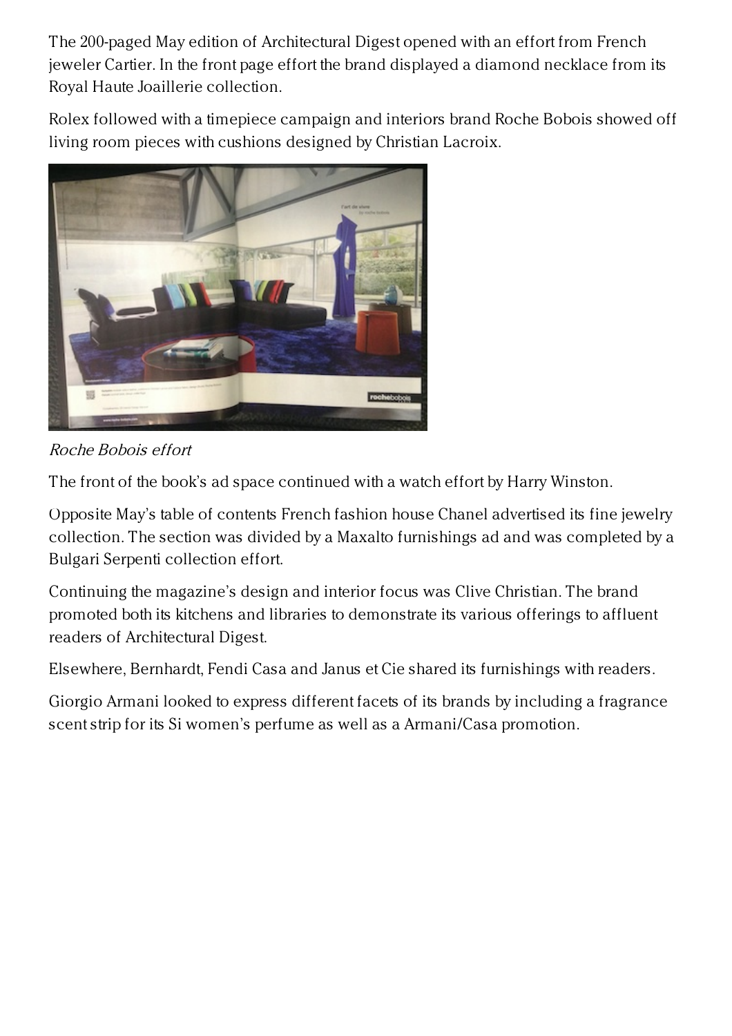The 200-paged May edition of Architectural Digest opened with an effort from French jeweler Cartier. In the front page effort the brand displayed a diamond necklace from its Royal Haute Joaillerie collection.

Rolex followed with a timepiece campaign and interiors brand Roche Bobois showed off living room pieces with cushions designed by Christian Lacroix.

*Roche Bobois effort*

The front of the book's ad space continued with a watch effort by Harry Winston.

Opposite May's table of contents French fashion house Chanel advertised its fine jewelry collection. The section was divided by a Maxalto furnishings ad and was completed by a Bulgari Serpenti collection effort.

Continuing the magazine's design and interior focus was Clive Christian. The brand promoted both its kitchens and libraries to demonstrate its various offerings to affluent readers of Architectural Digest.

Elsewhere, Bernhardt, Fendi Casa and Janus et Cie shared its furnishings with readers.

Giorgio Armani looked to express different facets of its brands by including a fragrance scent strip for its Si women's perfume as well as a Armani/Casa promotion.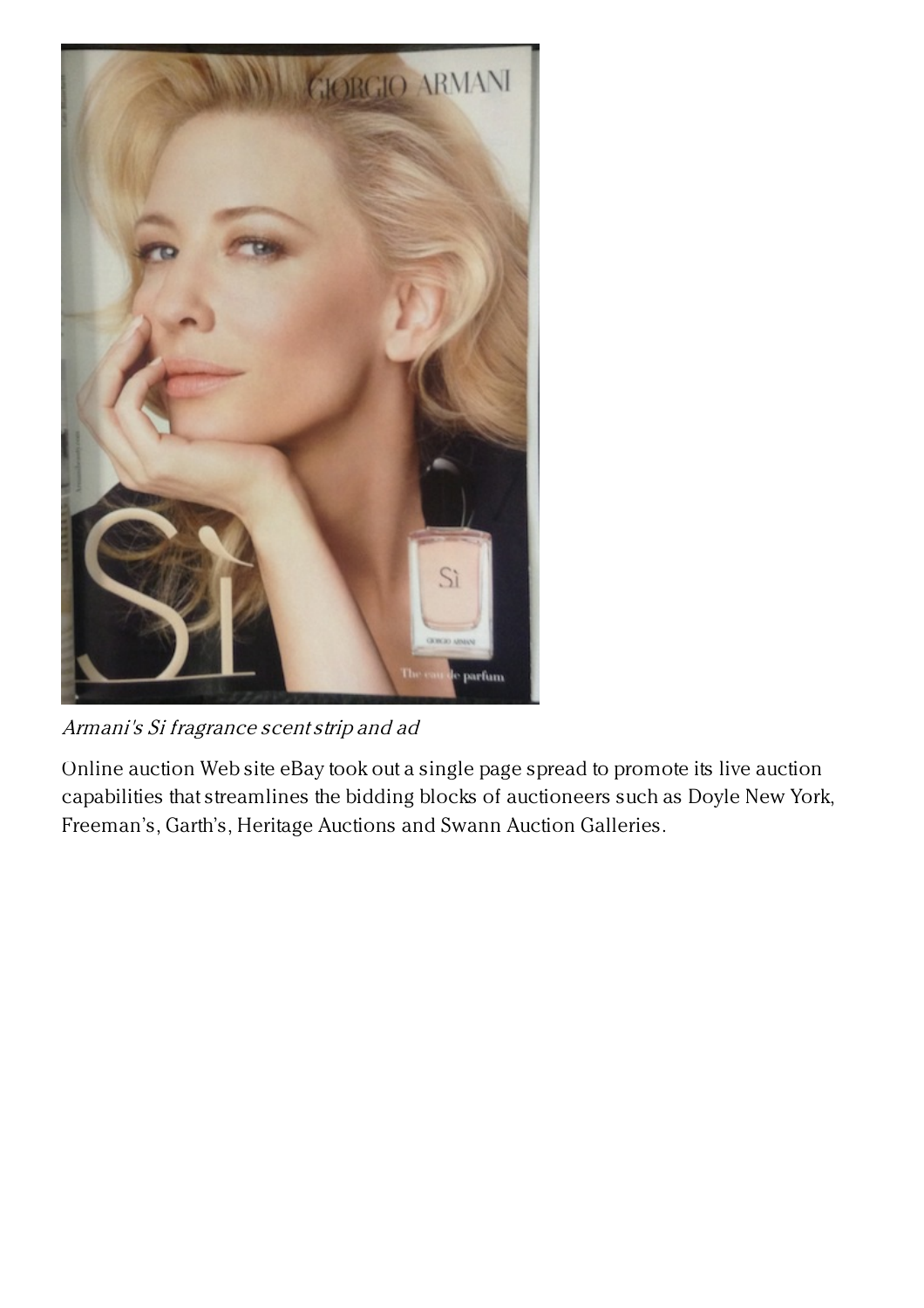*Armani's Si fragrance scent strip and ad*

Online auction Web site eBay took out a single page spread to promote its live auction capabilities that streamlines the bidding blocks of auctioneers such as Doyle New York, Freeman's, Garth's, Heritage Auctions and Swann Auction Galleries.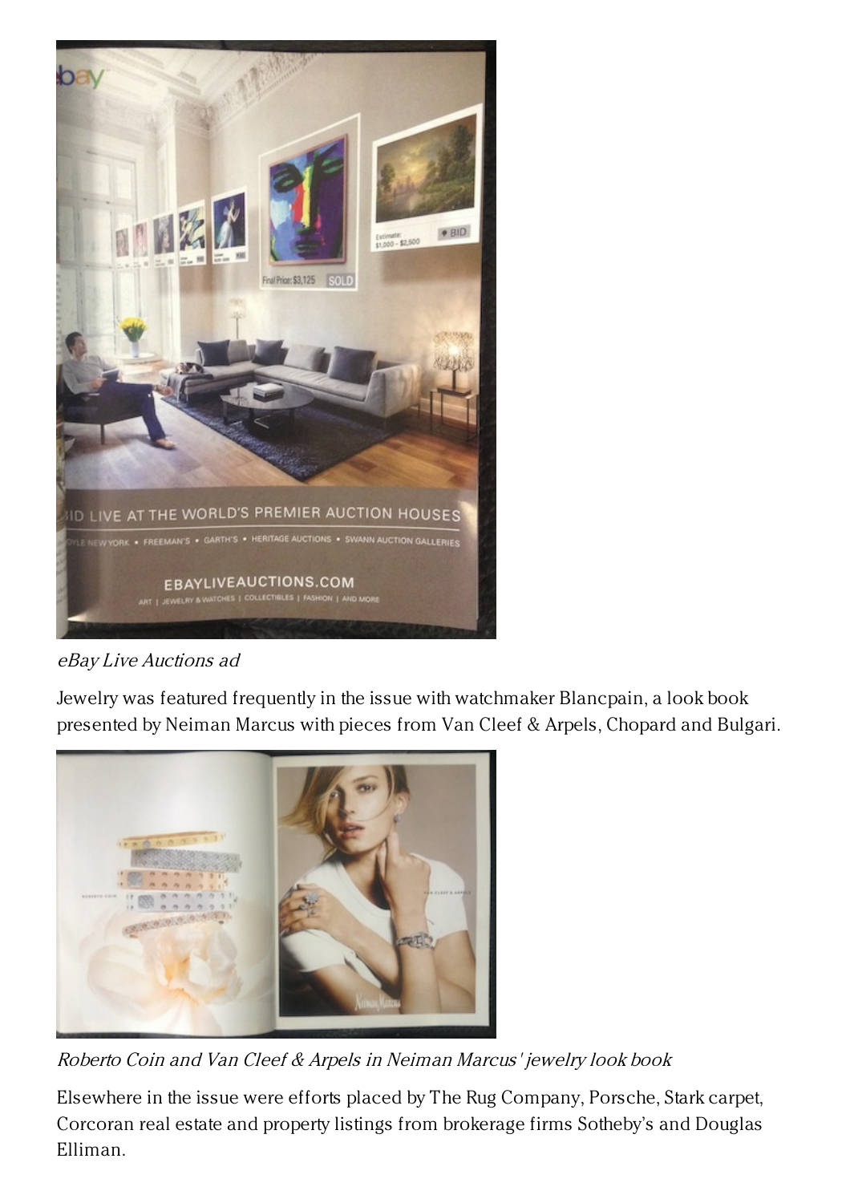*eBay Live Auctions ad*

Jewelry was featured frequently in the issue with watchmaker Blancpain, a look book presented by Neiman Marcus with pieces from Van Cleef & Arpels, Chopard and Bulgari.

*Roberto Coin and Van Cleef & Arpels in Neiman Marcus' jewelry look book*

Elsewhere in the issue were efforts placed by The Rug Company, Porsche, Stark carpet, Corcoran real estate and property listings from brokerage firms Sotheby's and Douglas Elliman.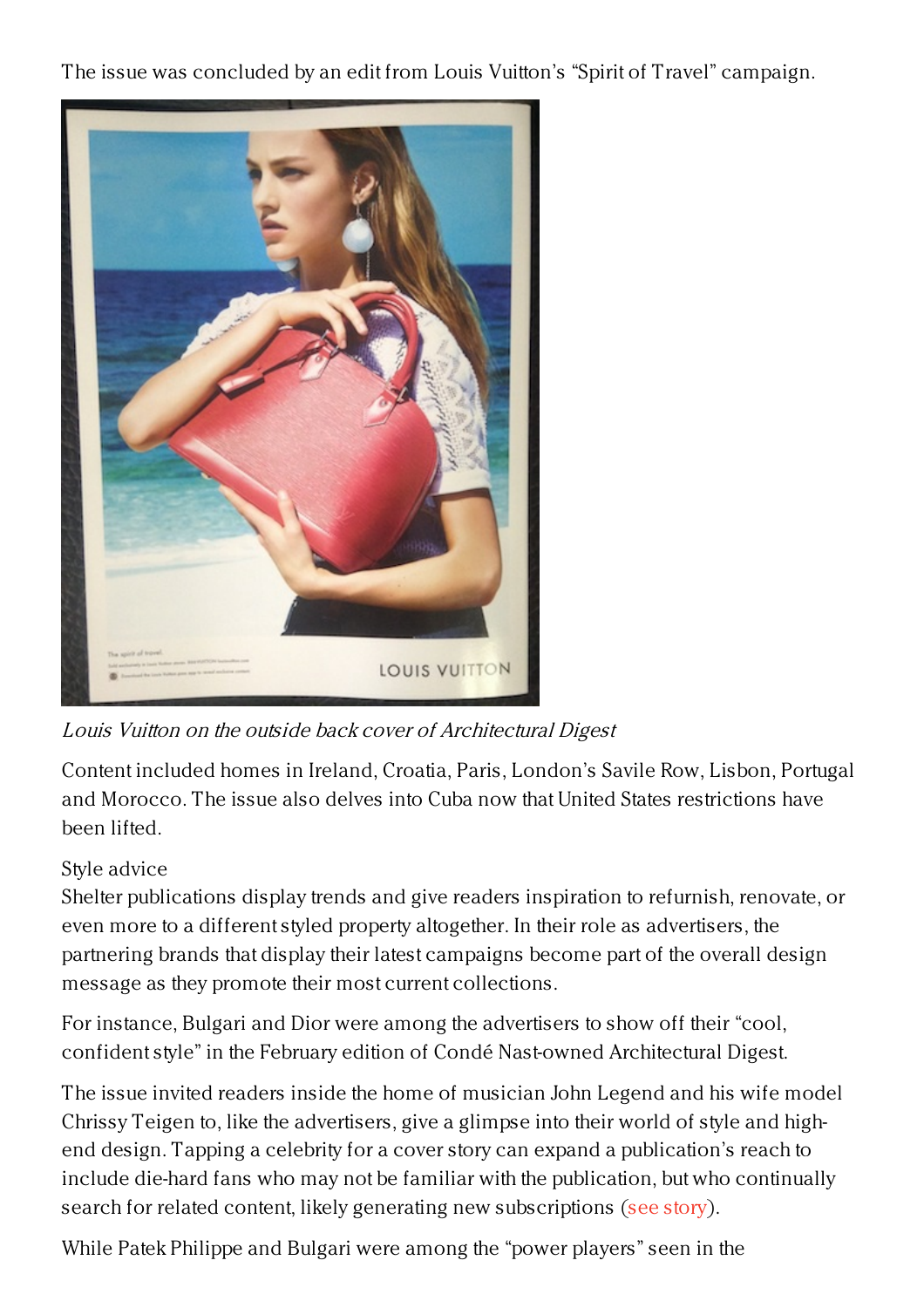The issue was concluded by an edit from Louis Vuitton's "Spirit of Travel" campaign.

*Louis Vuitton on the outside back cover of Architectural Digest*

Content included homes in Ireland, Croatia, Paris, London's Savile Row, Lisbon, Portugal and Morocco. The issue also delves into Cuba now that United States restrictions have been lifted.

Style advice

Shelter publications display trends and give readers inspiration to refurnish, renovate, or even more to a different styled property altogether. In their role as advertisers, the partnering brands that display their latest campaigns become part of the overall design message as they promote their most current collections.

For instance, Bulgari and Dior were among the advertisers to show off their "cool, confident style" in the February edition of Condé Nast-owned Architectural Digest.

The issue invited readers inside the home of musician John Legend and his wife model Chrissy Teigen to, like the advertisers, give a glimpse into their world of style and high-end design. Tapping a celebrity for a cover story can expand a publication's reach to include die-hard fans who may not be familiar with the publication, but who continually search for related content, likely generating new subscriptions (see story).

While Patek Philippe and Bulgari were among the "power players" seen in the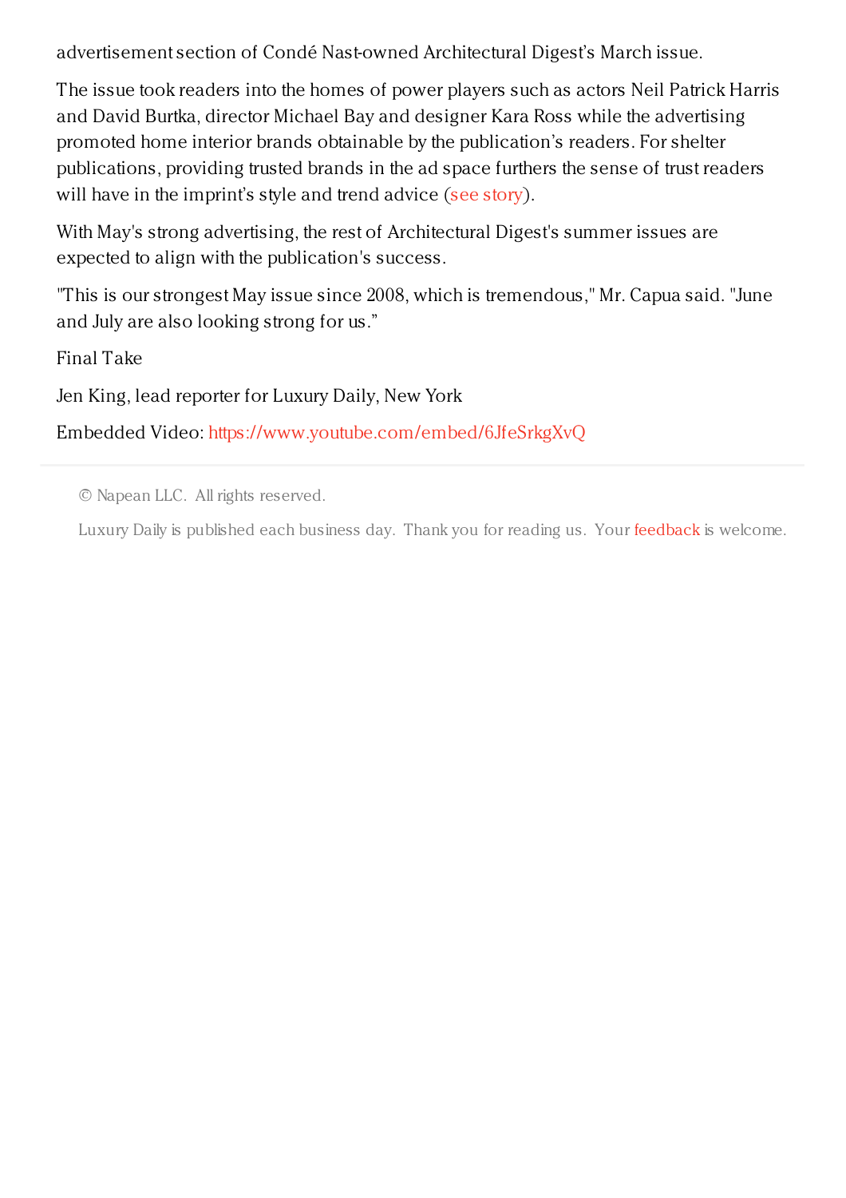advertisement section of Condé Nast-owned Architectural Digest's March issue.

The issue took readers into the homes of power players such as actors Neil Patrick Harris and David Burtka, director Michael Bay and designer Kara Ross while the advertising promoted home interior brands obtainable by the publication's readers. For shelter publications, providing trusted brands in the ad space furthers the sense of trust readers will have in the imprint's style and trend advice (see story).

With May's strong advertising, the rest of Architectural Digest's summer issues are expected to align with the publication's success.

"This is our strongest May issue since 2008, which is tremendous," Mr. Capua said. "June and July are also looking strong for us."

Final Take

Jen King, lead reporter for Luxury Daily, New York

Embedded Video: https://www.youtube.com/embed/6JfeSrkgXvQ

© Napean LLC. All rights reserved.

Luxury Daily is published each business day. Thank you for reading us. Your feedback is welcome.